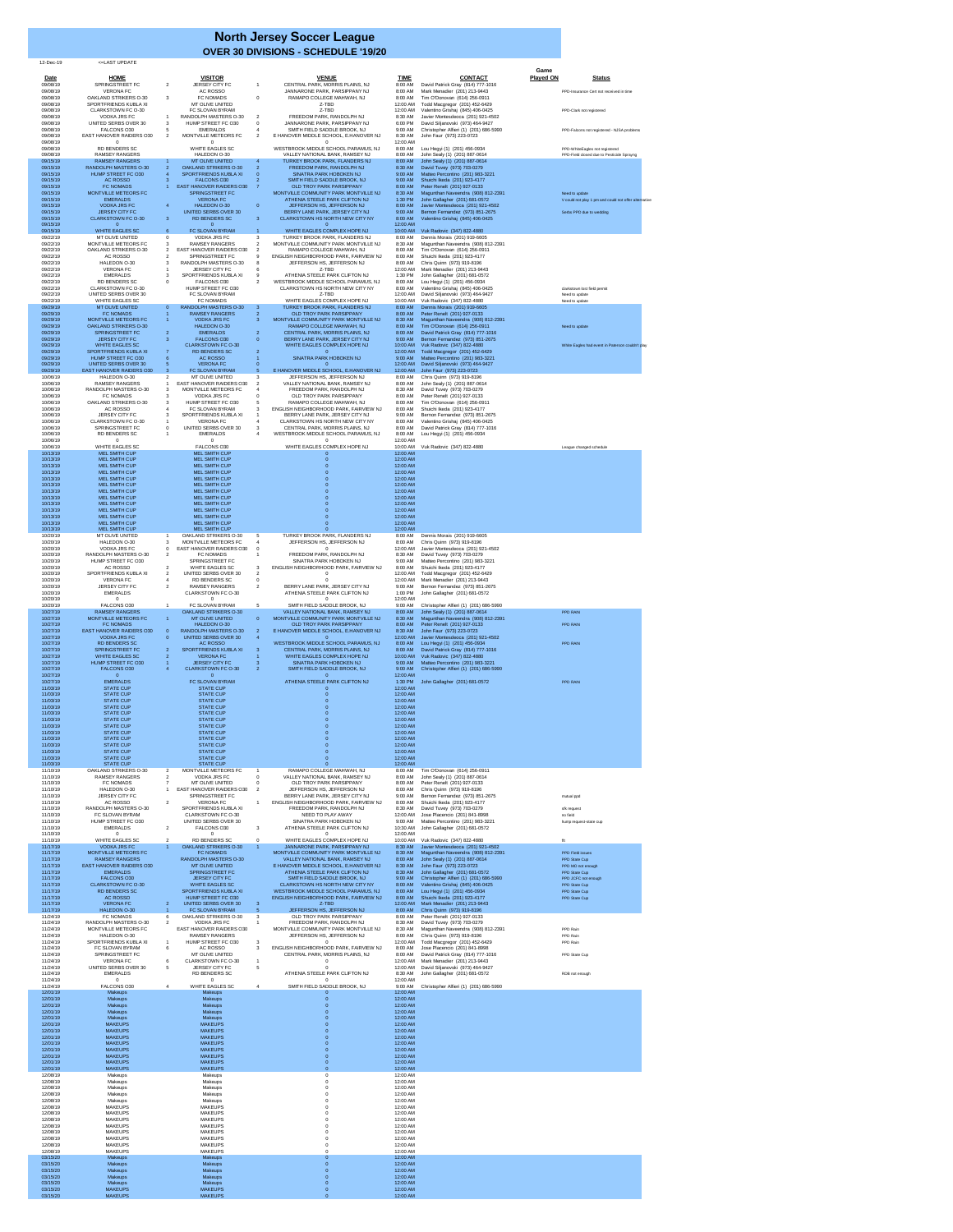# North Jersey Soccer League

## OVER 30 DIVISIONS - SCHEDULE '19/20

12-Dec-19 <=LAST UPDATE

| Date | HOME | | VISITOR | | VENUE | TIME | CONTACT | Game Played ON | Status |
|---|---|---|---|---|---|---|---|---|---|
| 09/08/19 | SPRINGSTREET FC | 2 | JERSEY CITY FC | 1 | CENTRAL PARK, MORRIS PLAINS, NJ | 8:00 AM | David Patrick Gray (814) 777-1016 | | |
| 09/08/19 | VERONA FC | | AC ROSSO | | JANNARONE PARK, PARSIPPANY NJ | 8:00 AM | Mark Menadier (201) 213-9443 | | PPD-Insurance Cert not received in time |
| 09/08/19 | OAKLAND STRIKERS O-30 | 3 | FC NOMADS | 0 | RAMAPO COLLEGE MAHWAH, NJ | 8:00 AM | Tim O'Donovan (614) 256-0911 | | |
| 09/08/19 | SPORTFRIENDS KUBLA XI | | MT OLIVE UNITED | | Z-TBD | 12:00 AM | Todd Macgregor (201) 452-6429 | | |
| 09/08/19 | CLARKSTOWN FC O-30 | | FC SLOVAN BYRAM | | Z-TBD | 12:00 AM | Valentino Grishaj (845) 406-0425 | | PPD-Clark not registered |
| 09/08/19 | VODKA JRS FC | 1 | RANDOLPH MASTERS O-30 | 2 | FREEDOM PARK, RANDOLPH NJ | 8:30 AM | Javier Montesdeoca (201) 923-4502 | | |
| 09/08/19 | UNITED SERBS OVER 30 | 3 | HUMP STREET FC O30 | 0 | JANNARONE PARK, PARSIPPANY NJ | 6:00 PM | David Siljanovski (973) 464-9427 | | |
| 09/08/19 | FALCONS O30 | 5 | EMERALDS | 4 | SMITH FIELD SADDLE BROOK, NJ | 9:00 AM | Christopher Alfieri (1) (201) 686-5990 | | PPD-Falcons not registered - NJSA problems |
| 09/08/19 | EAST HANOVER RAIDERS O30 | 2 | MONTVILLE METEORS FC | 2 | E HANOVER MIDDLE SCHOOL, E.HANOVER NJ | 8:30 AM | John Faur (973) 223-0723 | | |
| 09/08/19 | 0 | | 0 | | | 12:00 AM | | | |
| 09/08/19 | RD BENDERS SC | | WHITE EAGLES SC | | WESTBROOK MIDDLE SCHOOL PARAMUS, NJ | 8:00 AM | Lou Hegyi (1) (201) 456-0934 | | PPD-WhiteEagles not registered |
| 09/08/19 | RAMSEY RANGERS | | HALEDON O-30 | | VALLEY NATIONAL BANK, RAMSEY NJ | 8:00 AM | John Sealy (1) (201) 887-0614 | | PPD-Field closed due to Pesticide Spraying |
| 09/15/19 | RAMSEY RANGERS | 1 | MT OLIVE UNITED | 4 | TURKEY BROOK PARK, FLANDERS NJ | 8:00 AM | John Sealy (1) (201) 887-0614 | | |
| 09/15/19 | RANDOLPH MASTERS O-30 | 2 | OAKLAND STRIKERS O-30 | 2 | FREEDOM PARK, RANDOLPH NJ | 8:30 AM | David Tuvey (973) 703-0279 | | |
| 09/15/19 | HUMP STREET FC O30 | 4 | SPORTFRIENDS KUBLA XI | 0 | SINATRA PARK HOBOKEN NJ | 9:00 AM | Matteo Percontino (201) 983-3221 | | |
| 09/15/19 | AC ROSSO | 3 | FALCONS O30 | 2 | SMITH FIELD SADDLE BROOK, NJ | 9:00 AM | Shuichi Ikeda (201) 923-4177 | | |
| 09/15/19 | FC NOMADS | 1 | EAST HANOVER RAIDERS O30 | 7 | OLD TROY PARK PARSIPPANY | 8:00 AM | Peter Renelt (201) 927-0133 | | |
| 09/15/19 | MONTVILLE METEORS FC | | SPRINGSTREET FC | | MONTVILLE COMMUNITY PARK MONTVILLE NJ | 8:30 AM | Magunthan Naveendra (908) 812-2391 | | Need to update |
| 09/15/19 | EMERALDS | | VERONA FC | | ATHENIA STEELE PARK CLIFTON NJ | 1:30 PM | John Gallagher (201) 681-0572 | | V could not play 1 pm and could not offer alternative |
| 09/15/19 | VODKA JRS FC | 4 | HALEDON O-30 | 0 | JEFFERSON HS, JEFFERSON NJ | 8:00 AM | Javier Montesdeoca (201) 923-4502 | | |
| 09/15/19 | JERSEY CITY FC | | UNITED SERBS OVER 30 | | BERRY LANE PARK, JERSEY CITY NJ | 9:00 AM | Bernon Fernandez (973) 851-2675 | | Serbs PPD due to wedding |
| 09/15/19 | CLARKSTOWN FC O-30 | 3 | RD BENDERS SC | 3 | CLARKSTOWN HS NORTH NEW CITY NY | 8:00 AM | Valentino Grishaj (845) 406-0425 | | |
| 09/15/19 | 0 | | 0 | | 0 | 12:00 AM | | | |
| 09/15/19 | WHITE EAGLES SC | 6 | FC SLOVAN BYRAM | 1 | WHITE EAGLES COMPLEX HOPE NJ | 10:00 AM | Vuk Radovic (347) 822-4880 | | |
| 09/22/19 | MT OLIVE UNITED | 0 | VODKA JRS FC | 3 | TURKEY BROOK PARK, FLANDERS NJ | 8:00 AM | Dennis Morais (201) 919-6605 | | |
| 09/22/19 | MONTVILLE METEORS FC | 3 | RAMSEY RANGERS | 2 | MONTVILLE COMMUNITY PARK MONTVILLE NJ | 8:30 AM | Magunthan Naveendra (908) 812-2391 | | |
| 09/22/19 | OAKLAND STRIKERS O-30 | 2 | EAST HANOVER RAIDERS O30 | 2 | RAMAPO COLLEGE MAHWAH, NJ | 8:00 AM | Tim O'Donovan (614) 256-0911 | | |
| 09/22/19 | AC ROSSO | 2 | SPRINGSTREET FC | 9 | ENGLISH NEIGHBORHOOD PARK, FAIRVIEW NJ | 8:00 AM | Shuichi Ikeda (201) 923-4177 | | |
| 09/22/19 | HALEDON O-30 | 3 | RANDOLPH MASTERS O-30 | 8 | JEFFERSON HS, JEFFERSON NJ | 8:00 AM | Chris Quinn (973) 919-8196 | | |
| 09/22/19 | VERONA FC | 1 | JERSEY CITY FC | 6 | Z-TBD | 12:00 AM | Mark Menadier (201) 213-9443 | | |
| 09/22/19 | EMERALDS | 3 | SPORTFRIENDS KUBLA XI | 9 | ATHENIA STEELE PARK CLIFTON NJ | 1:30 PM | John Gallagher (201) 681-0572 | | |
| 09/22/19 | RD BENDERS SC | 0 | FALCONS O30 | 2 | WESTBROOK MIDDLE SCHOOL PARAMUS, NJ | 8:00 AM | Lou Hegyi (1) (201) 456-0934 | | |
| 09/22/19 | CLARKSTOWN FC O-30 | | HUMP STREET FC O30 | | CLARKSTOWN HS NORTH NEW CITY NY | 8:00 AM | Valentino Grishaj (845) 406-0425 | | clarkstown lost field permit |
| 09/22/19 | UNITED SERBS OVER 30 | | FC SLOVAN BYRAM | | Z-TBD | 12:00 AM | David Siljanovski (973) 464-9427 | | Need to update |
| 09/22/19 | WHITE EAGLES SC | | FC NOMADS | | WHITE EAGLES COMPLEX HOPE NJ | 10:00 AM | Vuk Radovic (347) 822-4880 | | Need to update |
| 09/29/19 | MT OLIVE UNITED | 0 | RANDOLPH MASTERS O-30 | 3 | TURKEY BROOK PARK, FLANDERS NJ | 8:00 AM | Dennis Morais (201) 919-6605 | | |
| 09/29/19 | FC NOMADS | 1 | RAMSEY RANGERS | 2 | OLD TROY PARK PARSIPPANY | 8:00 AM | Peter Renelt (201) 927-0133 | | |
| 09/29/19 | MONTVILLE METEORS FC | 1 | VODKA JRS FC | 3 | MONTVILLE COMMUNITY PARK MONTVILLE NJ | 8:30 AM | Magunthan Naveendra (908) 812-2391 | | |
| 09/29/19 | OAKLAND STRIKERS O-30 | | HALEDON O-30 | | RAMAPO COLLEGE MAHWAH, NJ | 8:00 AM | Tim O'Donovan (614) 256-0911 | | Need to update |
| 09/29/19 | SPRINGSTREET FC | 2 | EMERALDS | 2 | CENTRAL PARK, MORRIS PLAINS, NJ | 8:00 AM | David Patrick Gray (814) 777-1016 | | |
| 09/29/19 | JERSEY CITY FC | 3 | FALCONS O30 | 0 | BERRY LANE PARK, JERSEY CITY NJ | 9:00 AM | Bernon Fernandez (973) 851-2675 | | |
| 09/29/19 | WHITE EAGLES SC | | CLARKSTOWN FC O-30 | | WHITE EAGLES COMPLEX HOPE NJ | 10:00 AM | Vuk Radovic (347) 822-4880 | | White Eagles had event in Paterson couldn't play |
| 09/29/19 | SPORTFRIENDS KUBLA XI | 7 | RD BENDERS SC | 2 | 0 | 12:00 AM | Todd Macgregor (201) 452-6429 | | |
| 09/29/19 | HUMP STREET FC O30 | 6 | AC ROSSO | 1 | SINATRA PARK HOBOKEN NJ | 9:00 AM | Matteo Percontino (201) 983-3221 | | |
| 09/29/19 | UNITED SERBS OVER 30 | 5 | VERONA FC | 0 | 0 | 12:00 AM | David Siljanovski (973) 464-9427 | | |
| 09/29/19 | EAST HANOVER RAIDERS O30 | 3 | FC SLOVAN BYRAM | 5 | E HANOVER MIDDLE SCHOOL, E.HANOVER NJ | 12:00 AM | John Faur (973) 223-0723 | | |
| 10/06/19 | HALEDON O-30 | 2 | MT OLIVE UNITED | 3 | JEFFERSON HS, JEFFERSON NJ | 8:00 AM | Chris Quinn (973) 919-8196 | | |
| 10/06/19 | RAMSEY RANGERS | 1 | EAST HANOVER RAIDERS O30 | 2 | VALLEY NATIONAL BANK, RAMSEY NJ | 8:00 AM | John Sealy (1) (201) 887-0614 | | |
| 10/06/19 | RANDOLPH MASTERS O-30 | 3 | MONTVILLE METEORS FC | 4 | FREEDOM PARK, RANDOLPH NJ | 8:30 AM | David Tuvey (973) 703-0279 | | |
| 10/06/19 | FC NOMADS | 3 | VODKA JRS FC | 3 | OLD TROY PARK PARSIPPANY | 8:00 AM | Peter Renelt (201) 927-0133 | | |
| 10/06/19 | OAKLAND STRIKERS O-30 | 3 | HUMP STREET FC O30 | 5 | RAMAPO COLLEGE MAHWAH, NJ | 8:00 AM | Tim O'Donovan (614) 256-0911 | | |
| 10/06/19 | AC ROSSO | 4 | FC SLOVAN BYRAM | 3 | ENGLISH NEIGHBORHOOD PARK, FAIRVIEW NJ | 8:00 AM | Shuichi Ikeda (201) 923-4177 | | |
| 10/06/19 | JERSEY CITY FC | 3 | SPORTFRIENDS KUBLA XI | 1 | BERRY LANE PARK, JERSEY CITY NJ | 9:00 AM | Bernon Fernandez (973) 851-2675 | | |
| 10/06/19 | CLARKSTOWN FC O-30 | 1 | VERONA FC | 4 | CLARKSTOWN HS NORTH NEW CITY NY | 8:00 AM | Valentino Grishaj (845) 406-0425 | | |
| 10/06/19 | SPRINGSTREET FC | 0 | UNITED SERBS OVER 30 | 3 | CENTRAL PARK, MORRIS PLAINS, NJ | 8:00 AM | David Patrick Gray (814) 777-1016 | | |
| 10/06/19 | RD BENDERS SC | 1 | EMERALDS | 4 | WESTBROOK MIDDLE SCHOOL PARAMUS, NJ | 8:00 AM | Lou Hegyi (1) (201) 456-0934 | | |
| 10/06/19 | 0 | | 0 | | 0 | 12:00 AM | | | |
| 10/06/19 | WHITE EAGLES SC | | FALCONS O30 | | WHITE EAGLES COMPLEX HOPE NJ | 10:00 AM | Vuk Radovic (347) 822-4880 | | League changed schedule |
| 10/13/19 | MEL SMITH CUP | | MEL SMITH CUP | | 0 | 12:00 AM | | | |
| 10/13/19 | MEL SMITH CUP | | MEL SMITH CUP | | 0 | 12:00 AM | | | |
| 10/13/19 | MEL SMITH CUP | | MEL SMITH CUP | | 0 | 12:00 AM | | | |
| 10/13/19 | MEL SMITH CUP | | MEL SMITH CUP | | 0 | 12:00 AM | | | |
| 10/13/19 | MEL SMITH CUP | | MEL SMITH CUP | | 0 | 12:00 AM | | | |
| 10/13/19 | MEL SMITH CUP | | MEL SMITH CUP | | 0 | 12:00 AM | | | |
| 10/13/19 | MEL SMITH CUP | | MEL SMITH CUP | | 0 | 12:00 AM | | | |
| 10/13/19 | MEL SMITH CUP | | MEL SMITH CUP | | 0 | 12:00 AM | | | |
| 10/13/19 | MEL SMITH CUP | | MEL SMITH CUP | | 0 | 12:00 AM | | | |
| 10/13/19 | MEL SMITH CUP | | MEL SMITH CUP | | 0 | 12:00 AM | | | |
| 10/13/19 | MEL SMITH CUP | | MEL SMITH CUP | | 0 | 12:00 AM | | | |
| 10/13/19 | MEL SMITH CUP | | MEL SMITH CUP | | 0 | 12:00 AM | | | |
| 10/13/19 | MEL SMITH CUP | | MEL SMITH CUP | | 0 | 12:00 AM | | | |
| 10/20/19 | MT OLIVE UNITED | 1 | OAKLAND STRIKERS O-30 | 5 | TURKEY BROOK PARK, FLANDERS NJ | 8:00 AM | Dennis Morais (201) 919-6605 | | |
| 10/20/19 | HALEDON O-30 | 3 | MONTVILLE METEORS FC | 4 | JEFFERSON HS, JEFFERSON NJ | 8:00 AM | Chris Quinn (973) 919-8196 | | |
| 10/20/19 | VODKA JRS FC | 0 | EAST HANOVER RAIDERS O30 | 0 | 0 | 12:00 AM | Javier Montesdeoca (201) 923-4502 | | |
| 10/20/19 | RANDOLPH MASTERS O-30 | 2 | FC NOMADS | 1 | FREEDOM PARK, RANDOLPH NJ | 8:30 AM | David Tuvey (973) 703-0279 | | |
| 10/20/19 | HUMP STREET FC O30 | | SPRINGSTREET FC | | SINATRA PARK HOBOKEN NJ | 9:00 AM | Matteo Percontino (201) 983-3221 | | |
| 10/20/19 | AC ROSSO | 2 | WHITE EAGLES SC | 3 | ENGLISH NEIGHBORHOOD PARK, FAIRVIEW NJ | 8:00 AM | Shuichi Ikeda (201) 923-4177 | | |
| 10/20/19 | SPORTFRIENDS KUBLA XI | 2 | UNITED SERBS OVER 30 | 2 | 0 | 12:00 AM | Todd Macgregor (201) 452-6429 | | |
| 10/20/19 | VERONA FC | 4 | RD BENDERS SC | 0 | 0 | 12:00 AM | Mark Menadier (201) 213-9443 | | |
| 10/20/19 | JERSEY CITY FC | 2 | RAMSEY RANGERS | 2 | BERRY LANE PARK, JERSEY CITY NJ | 9:00 AM | Bernon Fernandez (973) 851-2675 | | |
| 10/20/19 | EMERALDS | | CLARKSTOWN FC O-30 | | ATHENIA STEELE PARK CLIFTON NJ | 1:30 PM | John Gallagher (201) 681-0572 | | |
| 10/20/19 | 0 | | 0 | | 0 | 12:00 AM | | | |
| 10/20/19 | FALCONS O30 | 1 | FC SLOVAN BYRAM | 5 | SMITH FIELD SADDLE BROOK, NJ | 9:00 AM | Christopher Alfieri (1) (201) 686-5990 | | |
| 10/27/19 | RAMSEY RANGERS | | OAKLAND STRIKERS O-30 | | VALLEY NATIONAL BANK, RAMSEY NJ | 8:00 AM | John Sealy (1) (201) 887-0614 | | PPD RAIN |
| 10/27/19 | MONTVILLE METEORS FC | 1 | MT OLIVE UNITED | 0 | MONTVILLE COMMUNITY PARK MONTVILLE NJ | 8:30 AM | Magunthan Naveendra (908) 812-2391 | | |
| 10/27/19 | FC NOMADS | | HALEDON O-30 | | OLD TROY PARK PARSIPPANY | 8:00 AM | Peter Renelt (201) 927-0133 | | PPD RAIN |
| 10/27/19 | EAST HANOVER RAIDERS O30 | 0 | RANDOLPH MASTERS O-30 | 2 | E HANOVER MIDDLE SCHOOL, E.HANOVER NJ | 8:30 AM | John Faur (973) 223-0723 | | |
| 10/27/19 | VODKA JRS FC | 0 | UNITED SERBS OVER 30 | 4 | 0 | 12:00 AM | Javier Montesdeoca (201) 923-4502 | | |
| 10/27/19 | RD BENDERS SC | | AC ROSSO | | WESTBROOK MIDDLE SCHOOL PARAMUS, NJ | 8:00 AM | Lou Hegyi (1) (201) 456-0934 | | PPD RAIN |
| 10/27/19 | SPRINGSTREET FC | 2 | SPORTFRIENDS KUBLA XI | 3 | CENTRAL PARK, MORRIS PLAINS, NJ | 8:00 AM | David Patrick Gray (814) 777-1016 | | |
| 10/27/19 | WHITE EAGLES SC | 2 | VERONA FC | 1 | WHITE EAGLES COMPLEX HOPE NJ | 10:00 AM | Vuk Radovic (347) 822-4880 | | |
| 10/27/19 | HUMP STREET FC O30 | 1 | JERSEY CITY FC | 3 | SINATRA PARK HOBOKEN NJ | 9:00 AM | Matteo Percontino (201) 983-3221 | | |
| 10/27/19 | FALCONS O30 | 4 | CLARKSTOWN FC O-30 | 2 | SMITH FIELD SADDLE BROOK, NJ | 9:00 AM | Christopher Alfieri (1) (201) 686-5990 | | |
| 10/27/19 | 0 | | 0 | | 0 | 12:00 AM | | | |
| 10/27/19 | EMERALDS | | FC SLOVAN BYRAM | | ATHENIA STEELE PARK CLIFTON NJ | 1:30 PM | John Gallagher (201) 681-0572 | | PPD RAIN |
| 11/03/19 | STATE CUP | | STATE CUP | | 0 | 12:00 AM | | | |
| 11/03/19 | STATE CUP | | STATE CUP | | 0 | 12:00 AM | | | |
| 11/03/19 | STATE CUP | | STATE CUP | | 0 | 12:00 AM | | | |
| 11/03/19 | STATE CUP | | STATE CUP | | 0 | 12:00 AM | | | |
| 11/03/19 | STATE CUP | | STATE CUP | | 0 | 12:00 AM | | | |
| 11/03/19 | STATE CUP | | STATE CUP | | 0 | 12:00 AM | | | |
| 11/03/19 | STATE CUP | | STATE CUP | | 0 | 12:00 AM | | | |
| 11/03/19 | STATE CUP | | STATE CUP | | 0 | 12:00 AM | | | |
| 11/03/19 | STATE CUP | | STATE CUP | | 0 | 12:00 AM | | | |
| 11/03/19 | STATE CUP | | STATE CUP | | 0 | 12:00 AM | | | |
| 11/03/19 | STATE CUP | | STATE CUP | | 0 | 12:00 AM | | | |
| 11/03/19 | STATE CUP | | STATE CUP | | 0 | 12:00 AM | | | |
| 11/03/19 | STATE CUP | | STATE CUP | | 0 | 12:00 AM | | | |
| 11/10/19 | OAKLAND STRIKERS O-30 | 2 | MONTVILLE METEORS FC | 1 | RAMAPO COLLEGE MAHWAH, NJ | 8:00 AM | Tim O'Donovan (614) 256-0911 | | |
| 11/10/19 | RAMSEY RANGERS | 2 | VODKA JRS FC | 0 | VALLEY NATIONAL BANK, RAMSEY NJ | 8:00 AM | John Sealy (1) (201) 887-0614 | | |
| 11/10/19 | FC NOMADS | 7 | MT OLIVE UNITED | 0 | OLD TROY PARK PARSIPPANY | 8:00 AM | Peter Renelt (201) 927-0133 | | |
| 11/10/19 | HALEDON O-30 | 1 | EAST HANOVER RAIDERS O30 | 2 | JEFFERSON HS, JEFFERSON NJ | 8:00 AM | Chris Quinn (973) 919-8196 | | |
| 11/10/19 | JERSEY CITY FC | | SPRINGSTREET FC | | BERRY LANE PARK, JERSEY CITY NJ | 9:00 AM | Bernon Fernandez (973) 851-2675 | | mutual ppd |
| 11/10/19 | AC ROSSO | 2 | VERONA FC | 1 | ENGLISH NEIGHBORHOOD PARK, FAIRVIEW NJ | 8:00 AM | Shuichi Ikeda (201) 923-4177 | | |
| 11/10/19 | RANDOLPH MASTERS O-30 | | SPORTFRIENDS KUBLA XI | | FREEDOM PARK, RANDOLPH NJ | 8:30 AM | David Tuvey (973) 703-0279 | | sfk request |
| 11/10/19 | FC SLOVAN BYRAM | | CLARKSTOWN FC O-30 | | NEED TO PLAY AWAY | 12:00 AM | Jose Placencio (201) 841-8898 | | no field |
| 11/10/19 | HUMP STREET FC O30 | | UNITED SERBS OVER 30 | | SINATRA PARK HOBOKEN NJ | 9:00 AM | Matteo Percontino (201) 983-3221 | | hump request-state cup |
| 11/10/19 | EMERALDS | 2 | FALCONS O30 | 3 | ATHENIA STEELE PARK CLIFTON NJ | 10:30 AM | John Gallagher (201) 681-0572 | | |
| 11/10/19 | 0 | | 0 | | 0 | 12:00 AM | | | |
| 11/10/19 | WHITE EAGLES SC | 2 | RD BENDERS SC | 0 | WHITE EAGLES COMPLEX HOPE NJ | 10:00 AM | Vuk Radovic (347) 822-4880 | | fft |
| 11/17/19 | VODKA JRS FC | 1 | OAKLAND STRIKERS O-30 | 1 | JANNARONE PARK, PARSIPPANY NJ | 8:30 AM | Javier Montesdeoca (201) 923-4502 | | |
| 11/17/19 | MONTVILLE METEORS FC | | FC NOMADS | | MONTVILLE COMMUNITY PARK MONTVILLE NJ | 8:30 AM | Magunthan Naveendra (908) 812-2391 | | PPD Field issues |
| 11/17/19 | RAMSEY RANGERS | | RANDOLPH MASTERS O-30 | | VALLEY NATIONAL BANK, RAMSEY NJ | 8:00 AM | John Sealy (1) (201) 887-0614 | | PPD State Cup |
| 11/17/19 | EAST HANOVER RAIDERS O30 | | MT OLIVE UNITED | | E HANOVER MIDDLE SCHOOL, E.HANOVER NJ | 8:30 AM | John Faur (973) 223-0723 | | PPD MO not enough |
| 11/17/19 | EMERALDS | | SPRINGSTREET FC | | ATHENIA STEELE PARK CLIFTON NJ | 8:30 AM | John Gallagher (201) 681-0572 | | PPD State Cup |
| 11/17/19 | FALCONS O30 | | JERSEY CITY FC | | SMITH FIELD SADDLE BROOK, NJ | 9:00 AM | Christopher Alfieri (1) (201) 686-5990 | | PPD JCFC not enough |
| 11/17/19 | CLARKSTOWN FC O-30 | | WHITE EAGLES SC | | CLARKSTOWN HS NORTH NEW CITY NY | 8:00 AM | Valentino Grishaj (845) 406-0425 | | PPD State Cup |
| 11/17/19 | RD BENDERS SC | | SPORTFRIENDS KUBLA XI | | WESTBROOK MIDDLE SCHOOL PARAMUS, NJ | 8:00 AM | Lou Hegyi (1) (201) 456-0934 | | PPD State Cup |
| 11/17/19 | AC ROSSO | | HUMP STREET FC O30 | | ENGLISH NEIGHBORHOOD PARK, FAIRVIEW NJ | 8:00 AM | Shuichi Ikeda (201) 923-4177 | | PPD State Cup |
| 11/17/19 | VERONA FC | 2 | UNITED SERBS OVER 30 | 3 | Z-TBD | 12:00 AM | Mark Menadier (201) 213-9443 | | |
| 11/17/19 | HALEDON O-30 | 1 | FC SLOVAN BYRAM | 5 | JEFFERSON HS, JEFFERSON NJ | 8:00 AM | Chris Quinn (973) 919-8196 | | |
| 11/24/19 | FC NOMADS | 6 | OAKLAND STRIKERS O-30 | 3 | OLD TROY PARK PARSIPPANY | 8:00 AM | Peter Renelt (201) 927-0133 | | |
| 11/24/19 | RANDOLPH MASTERS O-30 | 2 | VODKA JRS FC | 1 | FREEDOM PARK, RANDOLPH NJ | 8:30 AM | David Tuvey (973) 703-0279 | | |
| 11/24/19 | MONTVILLE METEORS FC | | EAST HANOVER RAIDERS O30 | | MONTVILLE COMMUNITY PARK MONTVILLE NJ | 8:30 AM | Magunthan Naveendra (908) 812-2391 | | PPD Rain |
| 11/24/19 | HALEDON O-30 | | RAMSEY RANGERS | | JEFFERSON HS, JEFFERSON NJ | 8:00 AM | Chris Quinn (973) 919-8196 | | PPD Rain |
| 11/24/19 | SPORTFRIENDS KUBLA XI | 1 | HUMP STREET FC O30 | 3 | 0 | 12:00 AM | Todd Macgregor (201) 452-6429 | | PPD Rain |
| 11/24/19 | FC SLOVAN BYRAM | 6 | AC ROSSO | 3 | ENGLISH NEIGHBORHOOD PARK, FAIRVIEW NJ | 8:00 AM | Jose Placencio (201) 841-8898 | | |
| 11/24/19 | SPRINGSTREET FC | | MT OLIVE UNITED | | CENTRAL PARK, MORRIS PLAINS, NJ | 8:00 AM | David Patrick Gray (814) 777-1016 | | PPD State Cup |
| 11/24/19 | VERONA FC | 6 | CLARKSTOWN FC O-30 | 1 | 0 | 12:00 AM | Mark Menadier (201) 213-9443 | | |
| 11/24/19 | UNITED SERBS OVER 30 | 5 | JERSEY CITY FC | 5 | 0 | 12:00 AM | David Siljanovski (973) 464-9427 | | |
| 11/24/19 | EMERALDS | | RD BENDERS SC | | ATHENIA STEELE PARK CLIFTON NJ | 8:30 AM | John Gallagher (201) 681-0572 | | RDB not enough |
| 11/24/19 | 0 | | 0 | | 0 | 12:00 AM | | | |
| 11/24/19 | FALCONS O30 | 4 | WHITE EAGLES SC | 4 | SMITH FIELD SADDLE BROOK, NJ | 9:00 AM | Christopher Alfieri (1) (201) 686-5990 | | |
| 12/01/19 | Makeups | | Makeups | | 0 | 12:00 AM | | | |
| 12/01/19 | Makeups | | Makeups | | 0 | 12:00 AM | | | |
| 12/01/19 | Makeups | | Makeups | | 0 | 12:00 AM | | | |
| 12/01/19 | Makeups | | Makeups | | 0 | 12:00 AM | | | |
| 12/01/19 | Makeups | | Makeups | | 0 | 12:00 AM | | | |
| 12/01/19 | MAKEUPS | | MAKEUPS | | 0 | 12:00 AM | | | |
| 12/01/19 | MAKEUPS | | MAKEUPS | | 0 | 12:00 AM | | | |
| 12/01/19 | MAKEUPS | | MAKEUPS | | 0 | 12:00 AM | | | |
| 12/01/19 | MAKEUPS | | MAKEUPS | | 0 | 12:00 AM | | | |
| 12/01/19 | MAKEUPS | | MAKEUPS | | 0 | 12:00 AM | | | |
| 12/01/19 | MAKEUPS | | MAKEUPS | | 0 | 12:00 AM | | | |
| 12/01/19 | MAKEUPS | | MAKEUPS | | 0 | 12:00 AM | | | |
| 12/01/19 | MAKEUPS | | MAKEUPS | | 0 | 12:00 AM | | | |
| 12/08/19 | Makeups | | Makeups | | 0 | 12:00 AM | | | |
| 12/08/19 | Makeups | | Makeups | | 0 | 12:00 AM | | | |
| 12/08/19 | Makeups | | Makeups | | 0 | 12:00 AM | | | |
| 12/08/19 | Makeups | | Makeups | | 0 | 12:00 AM | | | |
| 12/08/19 | Makeups | | Makeups | | 0 | 12:00 AM | | | |
| 12/08/19 | MAKEUPS | | MAKEUPS | | 0 | 12:00 AM | | | |
| 12/08/19 | MAKEUPS | | MAKEUPS | | 0 | 12:00 AM | | | |
| 12/08/19 | MAKEUPS | | MAKEUPS | | 0 | 12:00 AM | | | |
| 12/08/19 | MAKEUPS | | MAKEUPS | | 0 | 12:00 AM | | | |
| 12/08/19 | MAKEUPS | | MAKEUPS | | 0 | 12:00 AM | | | |
| 12/08/19 | MAKEUPS | | MAKEUPS | | 0 | 12:00 AM | | | |
| 12/08/19 | MAKEUPS | | MAKEUPS | | 0 | 12:00 AM | | | |
| 12/08/19 | MAKEUPS | | MAKEUPS | | 0 | 12:00 AM | | | |
| 03/15/20 | Makeups | | Makeups | | 0 | 12:00 AM | | | |
| 03/15/20 | Makeups | | Makeups | | 0 | 12:00 AM | | | |
| 03/15/20 | Makeups | | Makeups | | 0 | 12:00 AM | | | |
| 03/15/20 | Makeups | | Makeups | | 0 | 12:00 AM | | | |
| 03/15/20 | Makeups | | Makeups | | 0 | 12:00 AM | | | |
| 03/15/20 | MAKEUPS | | MAKEUPS | | 0 | 12:00 AM | | | |
| 03/15/20 | MAKEUPS | | MAKEUPS | | 0 | 12:00 AM | | | |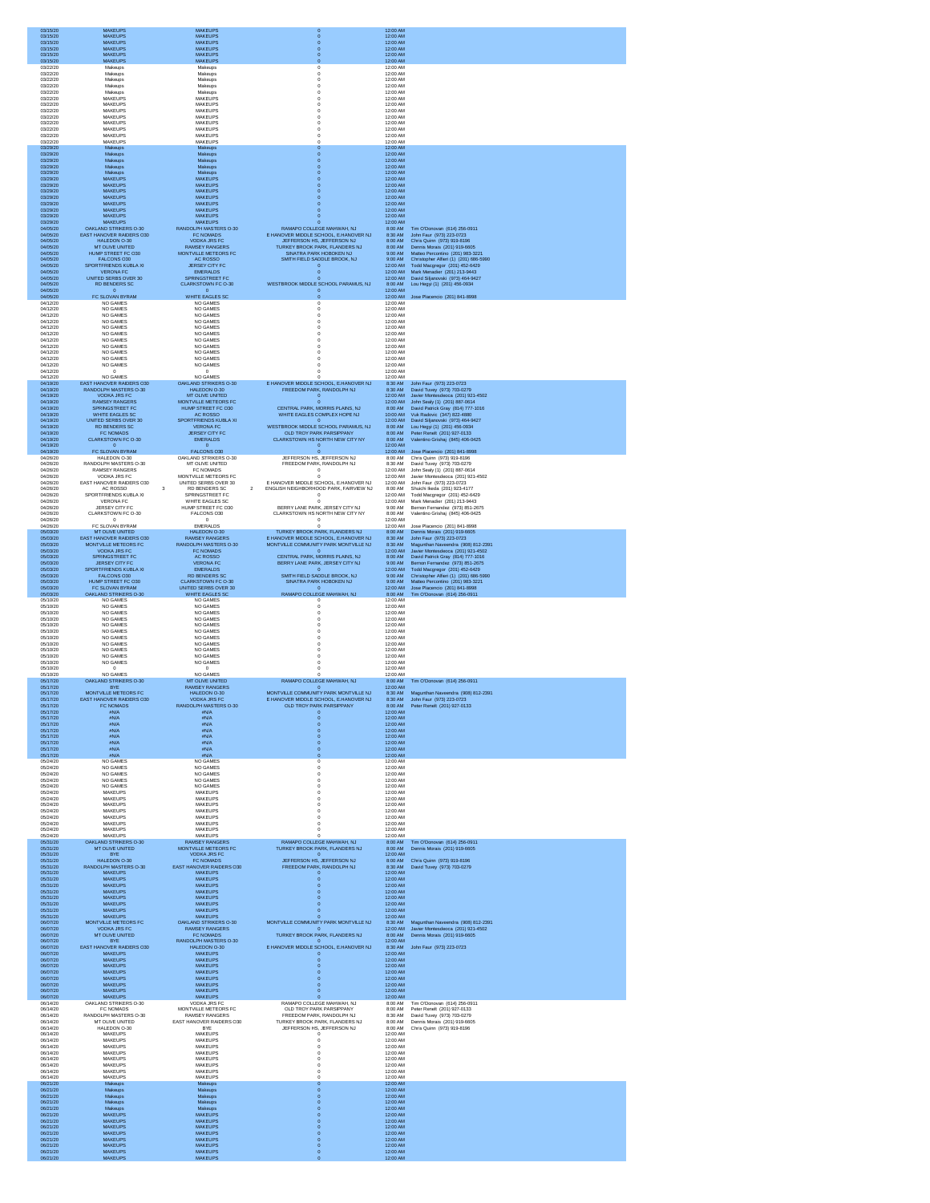| | | | | | | | |
|---|---|---|---|---|---|---|---|
| 03/15/20 | MAKEUPS | | MAKEUPS | | 0 | 12:00 AM | |
| 03/15/20 | MAKEUPS | | MAKEUPS | | 0 | 12:00 AM | |
| 03/15/20 | MAKEUPS | | MAKEUPS | | 0 | 12:00 AM | |
| 03/15/20 | MAKEUPS | | MAKEUPS | | 0 | 12:00 AM | |
| 03/15/20 | MAKEUPS | | MAKEUPS | | 0 | 12:00 AM | |
| 03/15/20 | MAKEUPS | | MAKEUPS | | 0 | 12:00 AM | |
| 03/22/20 | Makeups | | Makeups | | 0 | 12:00 AM | |
| 03/22/20 | Makeups | | Makeups | | 0 | 12:00 AM | |
| 03/22/20 | Makeups | | Makeups | | 0 | 12:00 AM | |
| 03/22/20 | Makeups | | Makeups | | 0 | 12:00 AM | |
| 03/22/20 | Makeups | | Makeups | | 0 | 12:00 AM | |
| 03/22/20 | MAKEUPS | | MAKEUPS | | 0 | 12:00 AM | |
| 03/22/20 | MAKEUPS | | MAKEUPS | | 0 | 12:00 AM | |
| 03/22/20 | MAKEUPS | | MAKEUPS | | 0 | 12:00 AM | |
| 03/22/20 | MAKEUPS | | MAKEUPS | | 0 | 12:00 AM | |
| 03/22/20 | MAKEUPS | | MAKEUPS | | 0 | 12:00 AM | |
| 03/22/20 | MAKEUPS | | MAKEUPS | | 0 | 12:00 AM | |
| 03/22/20 | MAKEUPS | | MAKEUPS | | 0 | 12:00 AM | |
| 03/22/20 | MAKEUPS | | MAKEUPS | | 0 | 12:00 AM | |
| 03/29/20 | Makeups | | Makeups | | 0 | 12:00 AM | |
| 03/29/20 | Makeups | | Makeups | | 0 | 12:00 AM | |
| 03/29/20 | Makeups | | Makeups | | 0 | 12:00 AM | |
| 03/29/20 | Makeups | | Makeups | | 0 | 12:00 AM | |
| 03/29/20 | Makeups | | Makeups | | 0 | 12:00 AM | |
| 03/29/20 | MAKEUPS | | MAKEUPS | | 0 | 12:00 AM | |
| 03/29/20 | MAKEUPS | | MAKEUPS | | 0 | 12:00 AM | |
| 03/29/20 | MAKEUPS | | MAKEUPS | | 0 | 12:00 AM | |
| 03/29/20 | MAKEUPS | | MAKEUPS | | 0 | 12:00 AM | |
| 03/29/20 | MAKEUPS | | MAKEUPS | | 0 | 12:00 AM | |
| 03/29/20 | MAKEUPS | | MAKEUPS | | 0 | 12:00 AM | |
| 03/29/20 | MAKEUPS | | MAKEUPS | | 0 | 12:00 AM | |
| 03/29/20 | MAKEUPS | | MAKEUPS | | 0 | 12:00 AM | |
| 04/05/20 | OAKLAND STRIKERS O-30 | | RAMAPO MASTERS O-30 | | RAMAPO COLLEGE MAHWAH, NJ | 8:00 AM | Tim O'Donovan (614) 256-0911 |
| 04/05/20 | EAST HANOVER RAIDERS O30 | | FC NOMADS | | E HANOVER MIDDLE SCHOOL, E.HANOVER NJ | 8:30 AM | John Faur (973) 223-0723 |
| 04/05/20 | HALEDON O-30 | | VODKA JRS FC | | JEFFERSON HS, JEFFERSON NJ | 8:00 AM | Chris Quinn (973) 919-8196 |
| 04/05/20 | MT OLIVE UNITED | | RAMSEY RANGERS | | TURKEY BROOK PARK, FLANDERS NJ | 8:00 AM | Dennis Morais (201) 919-6605 |
| 04/05/20 | HUMP STREET FC O30 | | MONTVILLE METEORS FC | | SINATRA PARK HOBOKEN NJ | 9:00 AM | Matteo Percontino (201) 983-3221 |
| 04/05/20 | FALCONS O30 | | AC ROSSO | | SMITH FIELD SADDLE BROOK, NJ | 9:00 AM | Christopher Alfieri (1) (201) 686-5990 |
| 04/05/20 | SPORTFRIENDS KUBLA XI | | JERSEY CITY FC | | 0 | 12:00 AM | Todd Macgregor (201) 452-6429 |
| 04/05/20 | VERONA FC | | EMERALDS | | 0 | 12:00 AM | Mark Menadier (201) 213-9443 |
| 04/05/20 | UNITED SERBS OVER 30 | | SPRINGSTREET FC | | 0 | 12:00 AM | David Siljanovski (973) 464-9427 |
| 04/05/20 | RD BENDERS SC | | CLARKSTOWN FC O-30 | | WESTBROOK MIDDLE SCHOOL PARAMUS, NJ | 8:00 AM | Lou Hegyi (1) (201) 456-0934 |
| 04/05/20 | 0 | | 0 | | 0 | 12:00 AM | |
| 04/05/20 | FC SLOVAN BYRAM | | WHITE EAGLES SC | | 0 | 12:00 AM | Jose Piacencio (201) 841-8998 |
| 04/12/20 | NO GAMES | | NO GAMES | | 0 | 12:00 AM | |
| 04/12/20 | NO GAMES | | NO GAMES | | 0 | 12:00 AM | |
| 04/12/20 | NO GAMES | | NO GAMES | | 0 | 12:00 AM | |
| 04/12/20 | NO GAMES | | NO GAMES | | 0 | 12:00 AM | |
| 04/12/20 | NO GAMES | | NO GAMES | | 0 | 12:00 AM | |
| 04/12/20 | NO GAMES | | NO GAMES | | 0 | 12:00 AM | |
| 04/12/20 | NO GAMES | | NO GAMES | | 0 | 12:00 AM | |
| 04/12/20 | NO GAMES | | NO GAMES | | 0 | 12:00 AM | |
| 04/12/20 | NO GAMES | | NO GAMES | | 0 | 12:00 AM | |
| 04/12/20 | NO GAMES | | NO GAMES | | 0 | 12:00 AM | |
| 04/12/20 | NO GAMES | | NO GAMES | | 0 | 12:00 AM | |
| 04/12/20 | 0 | | 0 | | 0 | 12:00 AM | |
| 04/12/20 | NO GAMES | | NO GAMES | | 0 | 12:00 AM | |
| 04/19/20 | EAST HANOVER RAIDERS O30 | | OAKLAND STRIKERS O-30 | | E HANOVER MIDDLE SCHOOL, E.HANOVER NJ | 8:30 AM | John Faur (973) 223-0723 |
| 04/19/20 | RANDOLPH MASTERS O-30 | | HALEDON O-30 | | FREEDOM PARK, RANDOLPH NJ | 8:30 AM | David Tuvey (973) 703-0279 |
| 04/19/20 | VODKA JRS FC | | MT OLIVE UNITED | | 0 | 12:00 AM | Javier Montesdeoca (201) 921-4502 |
| 04/19/20 | RAMSEY RANGERS | | MONTVILLE METEORS FC | | 0 | 12:00 AM | John Sealy (1) (201) 887-0614 |
| 04/19/20 | SPRINGSTREET FC | | HUMP STREET FC O30 | | CENTRAL PARK, MORRIS PLAINS, NJ | 8:00 AM | David Patrick Gray (814) 777-1016 |
| 04/19/20 | WHITE EAGLES SC | | AC ROSSO | | WHITE EAGLES COMPLEX HOPE NJ | 10:00 AM | Vuk Radovic (347) 822-4880 |
| 04/19/20 | UNITED SERBS OVER 30 | | SPORTFRIENDS KUBLA XI | | 0 | 12:00 AM | David Siljanovski (973) 464-9427 |
| 04/19/20 | RD BENDERS SC | | VERONA FC | | WESTBROOK MIDDLE SCHOOL PARAMUS, NJ | 8:00 AM | Lou Hegyi (1) (201) 456-0934 |
| 04/19/20 | FC NOMADS | | JERSEY CITY FC | | OLD TROY PARK PARSIPPANY | 8:00 AM | Peter Renelt (201) 927-0133 |
| 04/19/20 | CLARKSTOWN FC O-30 | | EMERALDS | | CLARKSTOWN HS NORTH NEW CITY NY | 8:00 AM | Valentino Grishaj (845) 406-0425 |
| 04/19/20 | 0 | | 0 | | 0 | 12:00 AM | |
| 04/19/20 | FC SLOVAN BYRAM | | FALCONS O30 | | 0 | 12:00 AM | Jose Piacencio (201) 841-8998 |
| 04/26/20 | HALEDON O-30 | | OAKLAND STRIKERS O-30 | | JEFFERSON HS, JEFFERSON NJ | 8:00 AM | Chris Quinn (973) 919-8196 |
| 04/26/20 | RANDOLPH MASTERS O-30 | | MT OLIVE UNITED | | FREEDOM PARK, RANDOLPH NJ | 8:30 AM | David Tuvey (973) 703-0279 |
| 04/26/20 | RAMSEY RANGERS | | FC NOMADS | | 0 | 12:00 AM | John Sealy (1) (201) 887-0614 |
| 04/26/20 | VODKA JRS FC | | MONTVILLE METEORS FC | | 0 | 12:00 AM | Javier Montesdeoca (201) 921-4502 |
| 04/26/20 | EAST HANOVER RAIDERS O30 | | UNITED SERBS OVER 30 | | E HANOVER MIDDLE SCHOOL, E.HANOVER NJ | 12:00 AM | John Faur (973) 223-0723 |
| 04/26/20 | AC ROSSO | 3 | RD BENDERS SC | 2 | ENGLISH NEIGHBORHOOD PARK, FAIRVIEW NJ | 8:00 AM | Shuichi Ikeda (201) 923-4177 |
| 04/26/20 | SPORTFRIENDS KUBLA XI | | SPRINGSTREET FC | | 0 | 12:00 AM | Todd Macgregor (201) 452-6429 |
| 04/26/20 | VERONA FC | | WHITE EAGLES SC | | 0 | 12:00 AM | Mark Menadier (201) 213-9443 |
| 04/26/20 | JERSEY CITY FC | | HUMP STREET FC O30 | | BERRY LANE PARK, JERSEY CITY NJ | 9:00 AM | Bernon Fernandez (973) 851-2675 |
| 04/26/20 | CLARKSTOWN FC O-30 | | FALCONS O30 | | CLARKSTOWN HS NORTH NEW CITY NY | 8:00 AM | Valentino Grishaj (845) 406-0425 |
| 04/26/20 | 0 | | 0 | | 0 | 12:00 AM | |
| 04/26/20 | FC SLOVAN BYRAM | | EMERALDS | | 0 | 12:00 AM | Jose Piacencio (201) 841-8998 |
| 05/03/20 | MT OLIVE UNITED | | HALEDON O-30 | | TURKEY BROOK PARK, FLANDERS NJ | 8:00 AM | Dennis Morais (201) 919-6605 |
| 05/03/20 | EAST HANOVER RAIDERS O30 | | RAMSEY RANGERS | | E HANOVER MIDDLE SCHOOL, E.HANOVER NJ | 8:30 AM | John Faur (973) 223-0723 |
| 05/03/20 | MONTVILLE METEORS FC | | RANDOLPH MASTERS O-30 | | MONTVILLE COMMUNITY PARK MONTVILLE NJ | 8:30 AM | Magunthan Naveendra (908) 812-2391 |
| 05/03/20 | VODKA JRS FC | | FC NOMADS | | 0 | 12:00 AM | Javier Montesdeoca (201) 921-4502 |
| 05/03/20 | SPRINGSTREET FC | | AC ROSSO | | CENTRAL PARK, MORRIS PLAINS, NJ | 8:00 AM | David Patrick Gray (814) 777-1016 |
| 05/03/20 | JERSEY CITY FC | | VERONA FC | | BERRY LANE PARK, JERSEY CITY NJ | 9:00 AM | Bernon Fernandez (973) 851-2675 |
| 05/03/20 | SPORTFRIENDS KUBLA XI | | EMERALDS | | 0 | 12:00 AM | Todd Macgregor (201) 452-6429 |
| 05/03/20 | FALCONS O30 | | RD BENDERS SC | | SMITH FIELD SADDLE BROOK, NJ | 9:00 AM | Christopher Alfieri (1) (201) 686-5990 |
| 05/03/20 | HUMP STREET FC O30 | | CLARKSTOWN FC O-30 | | SINATRA PARK HOBOKEN NJ | 9:00 AM | Matteo Percontino (201) 983-3221 |
| 05/03/20 | FC SLOVAN BYRAM | | UNITED SERBS OVER 30 | | 0 | 12:00 AM | Jose Piacencio (201) 841-8998 |
| 05/03/20 | OAKLAND STRIKERS O-30 | | WHITE EAGLES SC | | RAMAPO COLLEGE MAHWAH, NJ | 8:00 AM | Tim O'Donovan (614) 256-0911 |
| 05/10/20 | NO GAMES | | NO GAMES | | 0 | 12:00 AM | |
| 05/10/20 | NO GAMES | | NO GAMES | | 0 | 12:00 AM | |
| 05/10/20 | NO GAMES | | NO GAMES | | 0 | 12:00 AM | |
| 05/10/20 | NO GAMES | | NO GAMES | | 0 | 12:00 AM | |
| 05/10/20 | NO GAMES | | NO GAMES | | 0 | 12:00 AM | |
| 05/10/20 | NO GAMES | | NO GAMES | | 0 | 12:00 AM | |
| 05/10/20 | NO GAMES | | NO GAMES | | 0 | 12:00 AM | |
| 05/10/20 | NO GAMES | | NO GAMES | | 0 | 12:00 AM | |
| 05/10/20 | NO GAMES | | NO GAMES | | 0 | 12:00 AM | |
| 05/10/20 | NO GAMES | | NO GAMES | | 0 | 12:00 AM | |
| 05/10/20 | NO GAMES | | NO GAMES | | 0 | 12:00 AM | |
| 05/10/20 | 0 | | 0 | | 0 | 12:00 AM | |
| 05/10/20 | NO GAMES | | NO GAMES | | 0 | 12:00 AM | |
| 05/17/20 | OAKLAND STRIKERS O-30 | | MT OLIVE UNITED | | RAMAPO COLLEGE MAHWAH, NJ | 8:00 AM | Tim O'Donovan (614) 256-0911 |
| 05/17/20 | BYE | | RAMSEY RANGERS | | 0 | 12:00 AM | |
| 05/17/20 | MONTVILLE METEORS FC | | HALEDON O-30 | | MONTVILLE COMMUNITY PARK MONTVILLE NJ | 8:30 AM | Magunthan Naveendra (908) 812-2391 |
| 05/17/20 | EAST HANOVER RAIDERS O30 | | VODKA JRS FC | | E HANOVER MIDDLE SCHOOL, E.HANOVER NJ | 8:30 AM | John Faur (973) 223-0723 |
| 05/17/20 | FC NOMADS | | RANDOLPH MASTERS O-30 | | OLD TROY PARK PARSIPPANY | 8:00 AM | Peter Renelt (201) 927-0133 |
| 05/17/20 | #N/A | | #N/A | | 0 | 12:00 AM | |
| 05/17/20 | #N/A | | #N/A | | 0 | 12:00 AM | |
| 05/17/20 | #N/A | | #N/A | | 0 | 12:00 AM | |
| 05/17/20 | #N/A | | #N/A | | 0 | 12:00 AM | |
| 05/17/20 | #N/A | | #N/A | | 0 | 12:00 AM | |
| 05/17/20 | #N/A | | #N/A | | 0 | 12:00 AM | |
| 05/17/20 | #N/A | | #N/A | | 0 | 12:00 AM | |
| 05/17/20 | #N/A | | #N/A | | 0 | 12:00 AM | |
| 05/24/20 | NO GAMES | | NO GAMES | | 0 | 12:00 AM | |
| 05/24/20 | NO GAMES | | NO GAMES | | 0 | 12:00 AM | |
| 05/24/20 | NO GAMES | | NO GAMES | | 0 | 12:00 AM | |
| 05/24/20 | NO GAMES | | NO GAMES | | 0 | 12:00 AM | |
| 05/24/20 | NO GAMES | | NO GAMES | | 0 | 12:00 AM | |
| 05/24/20 | MAKEUPS | | MAKEUPS | | 0 | 12:00 AM | |
| 05/24/20 | MAKEUPS | | MAKEUPS | | 0 | 12:00 AM | |
| 05/24/20 | MAKEUPS | | MAKEUPS | | 0 | 12:00 AM | |
| 05/24/20 | MAKEUPS | | MAKEUPS | | 0 | 12:00 AM | |
| 05/24/20 | MAKEUPS | | MAKEUPS | | 0 | 12:00 AM | |
| 05/24/20 | MAKEUPS | | MAKEUPS | | 0 | 12:00 AM | |
| 05/24/20 | MAKEUPS | | MAKEUPS | | 0 | 12:00 AM | |
| 05/24/20 | MAKEUPS | | MAKEUPS | | 0 | 12:00 AM | |
| 05/31/20 | OAKLAND STRIKERS O-30 | | RAMSEY RANGERS | | RAMAPO COLLEGE MAHWAH, NJ | 8:00 AM | Tim O'Donovan (614) 256-0911 |
| 05/31/20 | MT OLIVE UNITED | | MONTVILLE METEORS FC | | TURKEY BROOK PARK, FLANDERS NJ | 8:00 AM | Dennis Morais (201) 919-6605 |
| 05/31/20 | BYE | | VODKA JRS FC | | 0 | 12:00 AM | |
| 05/31/20 | HALEDON O-30 | | FC NOMADS | | JEFFERSON HS, JEFFERSON NJ | 8:00 AM | Chris Quinn (973) 919-8196 |
| 05/31/20 | RANDOLPH MASTERS O-30 | | EAST HANOVER RAIDERS O30 | | FREEDOM PARK, RANDOLPH NJ | 8:30 AM | David Tuvey (973) 703-0279 |
| 05/31/20 | MAKEUPS | | MAKEUPS | | 0 | 12:00 AM | |
| 05/31/20 | MAKEUPS | | MAKEUPS | | 0 | 12:00 AM | |
| 05/31/20 | MAKEUPS | | MAKEUPS | | 0 | 12:00 AM | |
| 05/31/20 | MAKEUPS | | MAKEUPS | | 0 | 12:00 AM | |
| 05/31/20 | MAKEUPS | | MAKEUPS | | 0 | 12:00 AM | |
| 05/31/20 | MAKEUPS | | MAKEUPS | | 0 | 12:00 AM | |
| 05/31/20 | MAKEUPS | | MAKEUPS | | 0 | 12:00 AM | |
| 05/31/20 | MAKEUPS | | MAKEUPS | | 0 | 12:00 AM | |
| 06/07/20 | MONTVILLE METEORS FC | | OAKLAND STRIKERS O-30 | | MONTVILLE COMMUNITY PARK MONTVILLE NJ | 8:30 AM | Magunthan Naveendra (908) 812-2391 |
| 06/07/20 | VODKA JRS FC | | RAMSEY RANGERS | | 0 | 12:00 AM | Javier Montesdeoca (201) 921-4502 |
| 06/07/20 | MT OLIVE UNITED | | FC NOMADS | | TURKEY BROOK PARK, FLANDERS NJ | 8:00 AM | Dennis Morais (201) 919-6605 |
| 06/07/20 | BYE | | RANDOLPH MASTERS O-30 | | 0 | 12:00 AM | |
| 06/07/20 | EAST HANOVER RAIDERS O30 | | HALEDON O-30 | | E HANOVER MIDDLE SCHOOL, E.HANOVER NJ | 8:30 AM | John Faur (973) 223-0723 |
| 06/07/20 | MAKEUPS | | MAKEUPS | | 0 | 12:00 AM | |
| 06/07/20 | MAKEUPS | | MAKEUPS | | 0 | 12:00 AM | |
| 06/07/20 | MAKEUPS | | MAKEUPS | | 0 | 12:00 AM | |
| 06/07/20 | MAKEUPS | | MAKEUPS | | 0 | 12:00 AM | |
| 06/07/20 | MAKEUPS | | MAKEUPS | | 0 | 12:00 AM | |
| 06/07/20 | MAKEUPS | | MAKEUPS | | 0 | 12:00 AM | |
| 06/07/20 | MAKEUPS | | MAKEUPS | | 0 | 12:00 AM | |
| 06/07/20 | MAKEUPS | | MAKEUPS | | 0 | 12:00 AM | |
| 06/14/20 | OAKLAND STRIKERS O-30 | | VODKA JRS FC | | RAMAPO COLLEGE MAHWAH, NJ | 8:00 AM | Tim O'Donovan (614) 256-0911 |
| 06/14/20 | FC NOMADS | | MONTVILLE METEORS FC | | OLD TROY PARK PARSIPPANY | 8:00 AM | Peter Renelt (201) 927-0133 |
| 06/14/20 | RANDOLPH MASTERS O-30 | | RAMSEY RANGERS | | FREEDOM PARK, RANDOLPH NJ | 8:30 AM | David Tuvey (973) 703-0279 |
| 06/14/20 | MT OLIVE UNITED | | EAST HANOVER RAIDERS O30 | | TURKEY BROOK PARK, FLANDERS NJ | 8:00 AM | Dennis Morais (201) 919-6605 |
| 06/14/20 | HALEDON O-30 | | BYE | | JEFFERSON HS, JEFFERSON NJ | 8:00 AM | Chris Quinn (973) 919-8196 |
| 06/14/20 | MAKEUPS | | MAKEUPS | | 0 | 12:00 AM | |
| 06/14/20 | MAKEUPS | | MAKEUPS | | 0 | 12:00 AM | |
| 06/14/20 | MAKEUPS | | MAKEUPS | | 0 | 12:00 AM | |
| 06/14/20 | MAKEUPS | | MAKEUPS | | 0 | 12:00 AM | |
| 06/14/20 | MAKEUPS | | MAKEUPS | | 0 | 12:00 AM | |
| 06/14/20 | MAKEUPS | | MAKEUPS | | 0 | 12:00 AM | |
| 06/14/20 | MAKEUPS | | MAKEUPS | | 0 | 12:00 AM | |
| 06/14/20 | MAKEUPS | | MAKEUPS | | 0 | 12:00 AM | |
| 06/21/20 | Makeups | | Makeups | | 0 | 12:00 AM | |
| 06/21/20 | Makeups | | Makeups | | 0 | 12:00 AM | |
| 06/21/20 | Makeups | | Makeups | | 0 | 12:00 AM | |
| 06/21/20 | Makeups | | Makeups | | 0 | 12:00 AM | |
| 06/21/20 | Makeups | | Makeups | | 0 | 12:00 AM | |
| 06/21/20 | MAKEUPS | | MAKEUPS | | 0 | 12:00 AM | |
| 06/21/20 | MAKEUPS | | MAKEUPS | | 0 | 12:00 AM | |
| 06/21/20 | MAKEUPS | | MAKEUPS | | 0 | 12:00 AM | |
| 06/21/20 | MAKEUPS | | MAKEUPS | | 0 | 12:00 AM | |
| 06/21/20 | MAKEUPS | | MAKEUPS | | 0 | 12:00 AM | |
| 06/21/20 | MAKEUPS | | MAKEUPS | | 0 | 12:00 AM | |
| 06/21/20 | MAKEUPS | | MAKEUPS | | 0 | 12:00 AM | |
| 06/21/20 | MAKEUPS | | MAKEUPS | | 0 | 12:00 AM | |